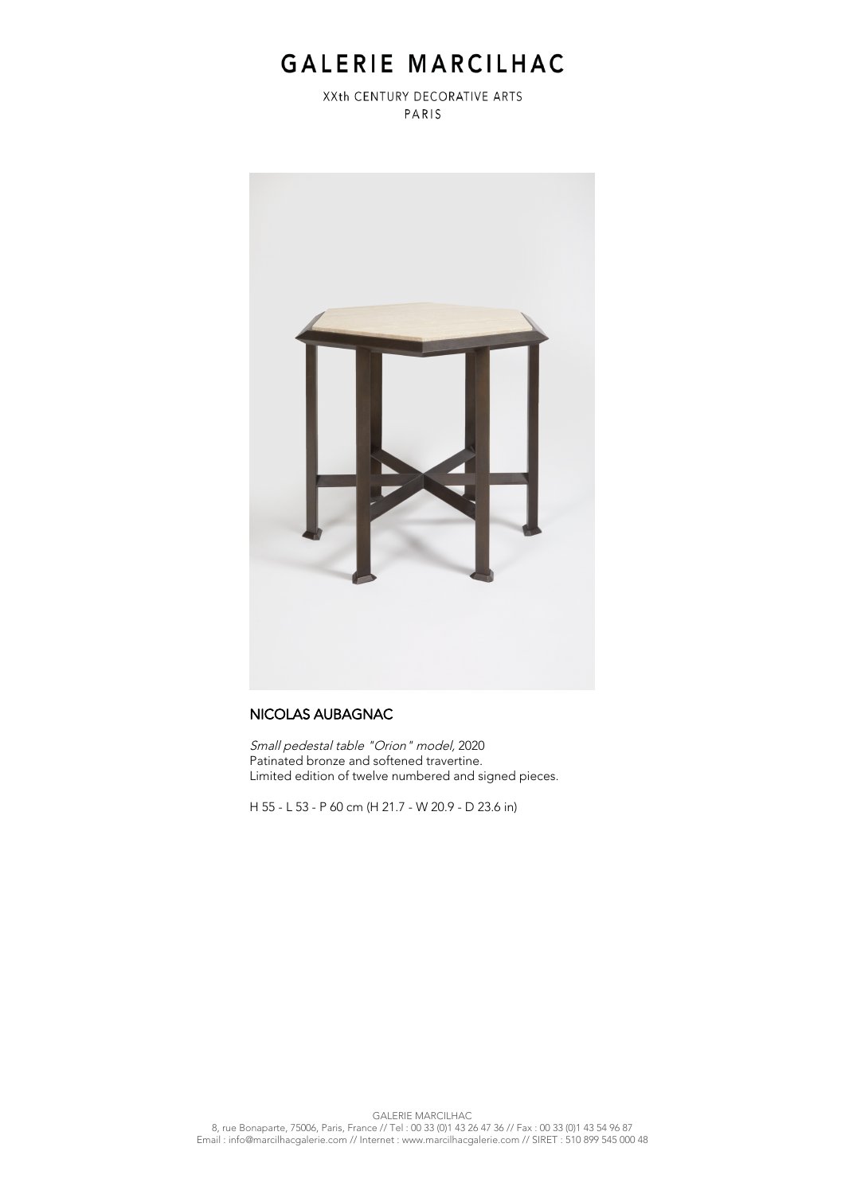# GALERIE MARCILHAC

XXth CENTURY DECORATIVE ARTS
PARIS

## NICOLAS AUBAGNAC

*Small pedestal table "Orion" model,* 2020
Patinated bronze and softened travertine.
Limited edition of twelve numbered and signed pieces.

H 55 - L 53 - P 60 cm (H 21.7 - W 20.9 - D 23.6 in)

GALERIE MARCILHAC
8, rue Bonaparte, 75006, Paris, France // Tel : 00 33 (0)1 43 26 47 36 // Fax : 00 33 (0)1 43 54 96 87
Email : info@marcilhacgalerie.com // Internet : www.marcilhacgalerie.com // SIRET : 510 899 545 000 48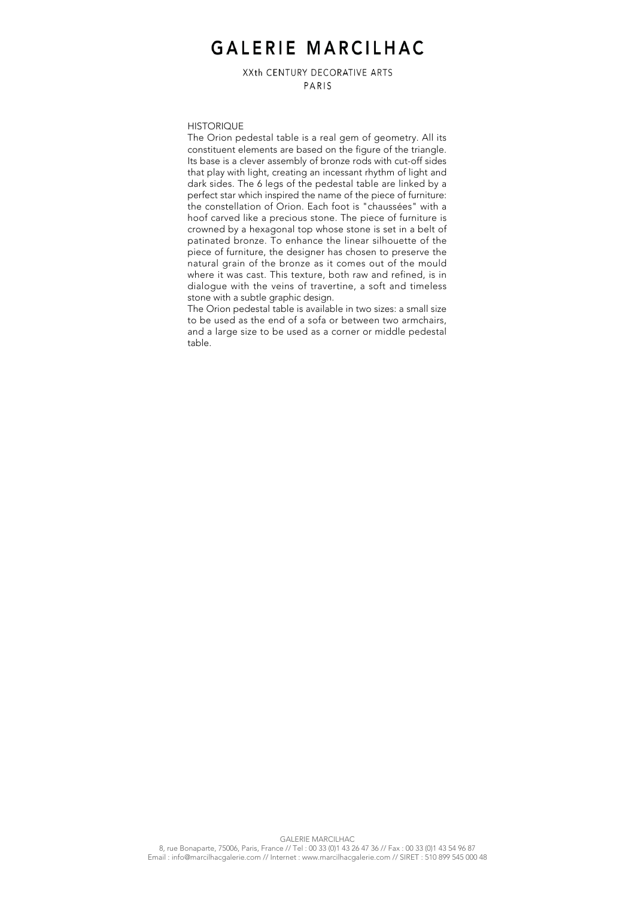HISTORIQUE

The Orion pedestal table is a real gem of geometry. All its constituent elements are based on the figure of the triangle. Its base is a clever assembly of bronze rods with cut-off sides that play with light, creating an incessant rhythm of light and dark sides. The 6 legs of the pedestal table are linked by a perfect star which inspired the name of the piece of furniture: the constellation of Orion. Each foot is "chaussées" with a hoof carved like a precious stone. The piece of furniture is crowned by a hexagonal top whose stone is set in a belt of patinated bronze. To enhance the linear silhouette of the piece of furniture, the designer has chosen to preserve the natural grain of the bronze as it comes out of the mould where it was cast. This texture, both raw and refined, is in dialogue with the veins of travertine, a soft and timeless stone with a subtle graphic design.

The Orion pedestal table is available in two sizes: a small size to be used as the end of a sofa or between two armchairs, and a large size to be used as a corner or middle pedestal table.